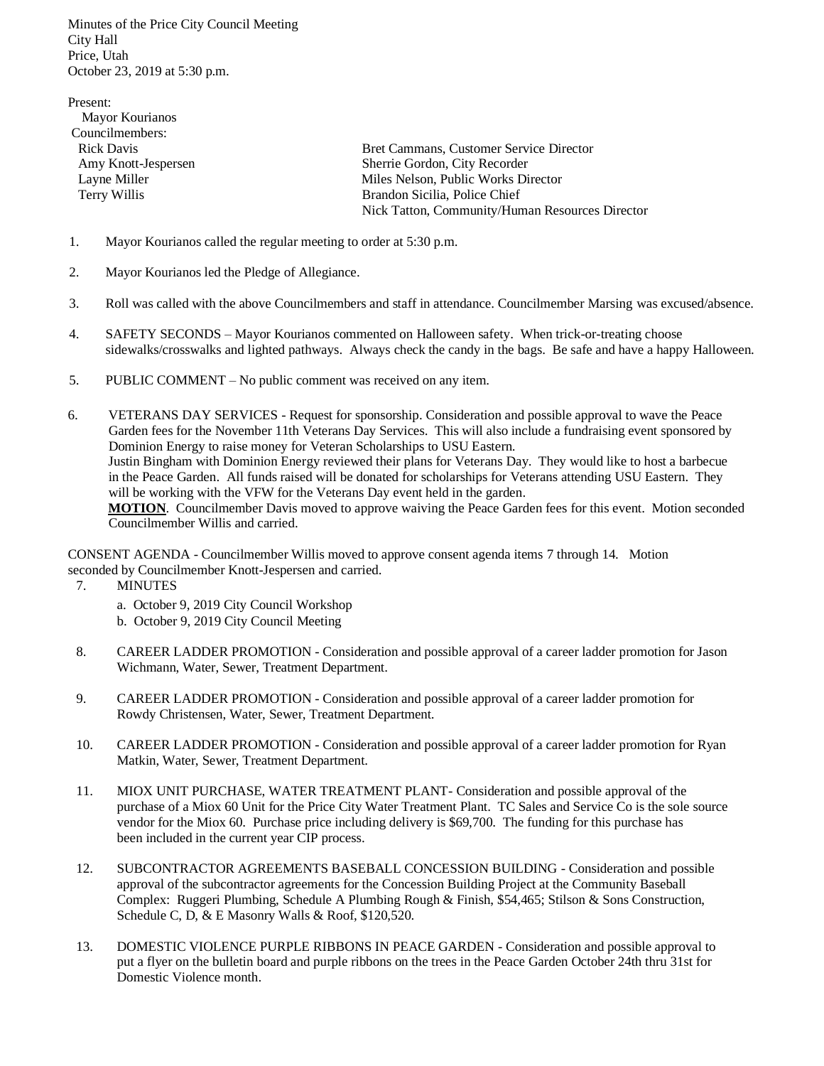Minutes of the Price City Council Meeting
City Hall
Price, Utah
October 23, 2019 at 5:30 p.m.

Present:
Mayor Kourianos
Councilmembers:
Rick Davis
Amy Knott-Jespersen
Layne Miller
Terry Willis

Bret Cammans, Customer Service Director
Sherrie Gordon, City Recorder
Miles Nelson, Public Works Director
Brandon Sicilia, Police Chief
Nick Tatton, Community/Human Resources Director

1. Mayor Kourianos called the regular meeting to order at 5:30 p.m.

2. Mayor Kourianos led the Pledge of Allegiance.

3. Roll was called with the above Councilmembers and staff in attendance. Councilmember Marsing was excused/absence.

4. SAFETY SECONDS – Mayor Kourianos commented on Halloween safety. When trick-or-treating choose sidewalks/crosswalks and lighted pathways. Always check the candy in the bags. Be safe and have a happy Halloween.

5. PUBLIC COMMENT – No public comment was received on any item.

6. VETERANS DAY SERVICES - Request for sponsorship. Consideration and possible approval to wave the Peace Garden fees for the November 11th Veterans Day Services. This will also include a fundraising event sponsored by Dominion Energy to raise money for Veteran Scholarships to USU Eastern.
   Justin Bingham with Dominion Energy reviewed their plans for Veterans Day. They would like to host a barbecue in the Peace Garden. All funds raised will be donated for scholarships for Veterans attending USU Eastern. They will be working with the VFW for the Veterans Day event held in the garden.
   **MOTION**. Councilmember Davis moved to approve waiving the Peace Garden fees for this event. Motion seconded Councilmember Willis and carried.

CONSENT AGENDA - Councilmember Willis moved to approve consent agenda items 7 through 14. Motion seconded by Councilmember Knott-Jespersen and carried.

7. MINUTES
   a. October 9, 2019 City Council Workshop
   b. October 9, 2019 City Council Meeting

8. CAREER LADDER PROMOTION - Consideration and possible approval of a career ladder promotion for Jason Wichmann, Water, Sewer, Treatment Department.

9. CAREER LADDER PROMOTION - Consideration and possible approval of a career ladder promotion for Rowdy Christensen, Water, Sewer, Treatment Department.

10. CAREER LADDER PROMOTION - Consideration and possible approval of a career ladder promotion for Ryan Matkin, Water, Sewer, Treatment Department.

11. MIOX UNIT PURCHASE, WATER TREATMENT PLANT- Consideration and possible approval of the purchase of a Miox 60 Unit for the Price City Water Treatment Plant. TC Sales and Service Co is the sole source vendor for the Miox 60. Purchase price including delivery is $69,700. The funding for this purchase has been included in the current year CIP process.

12. SUBCONTRACTOR AGREEMENTS BASEBALL CONCESSION BUILDING - Consideration and possible approval of the subcontractor agreements for the Concession Building Project at the Community Baseball Complex: Ruggeri Plumbing, Schedule A Plumbing Rough & Finish, $54,465; Stilson & Sons Construction, Schedule C, D, & E Masonry Walls & Roof, $120,520.

13. DOMESTIC VIOLENCE PURPLE RIBBONS IN PEACE GARDEN - Consideration and possible approval to put a flyer on the bulletin board and purple ribbons on the trees in the Peace Garden October 24th thru 31st for Domestic Violence month.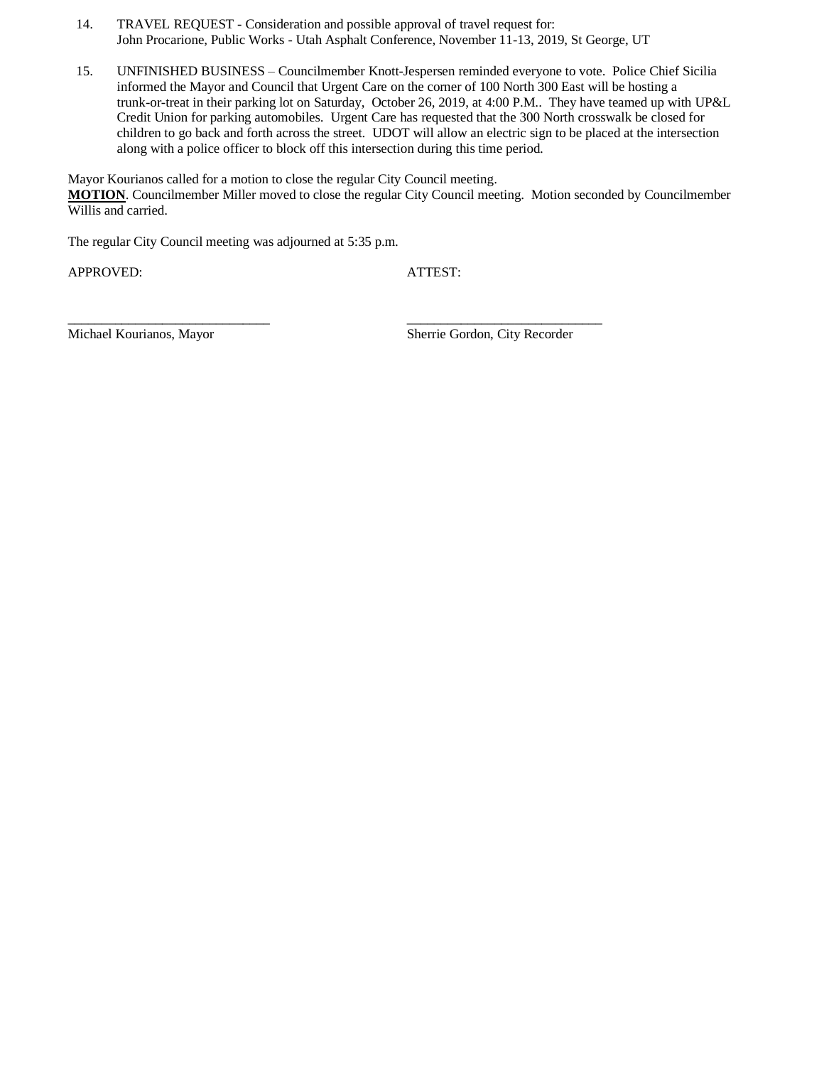14. TRAVEL REQUEST - Consideration and possible approval of travel request for: John Procarione, Public Works - Utah Asphalt Conference, November 11-13, 2019, St George, UT

15. UNFINISHED BUSINESS – Councilmember Knott-Jespersen reminded everyone to vote. Police Chief Sicilia informed the Mayor and Council that Urgent Care on the corner of 100 North 300 East will be hosting a trunk-or-treat in their parking lot on Saturday, October 26, 2019, at 4:00 P.M.. They have teamed up with UP&L Credit Union for parking automobiles. Urgent Care has requested that the 300 North crosswalk be closed for children to go back and forth across the street. UDOT will allow an electric sign to be placed at the intersection along with a police officer to block off this intersection during this time period.

Mayor Kourianos called for a motion to close the regular City Council meeting.
**MOTION**. Councilmember Miller moved to close the regular City Council meeting. Motion seconded by Councilmember Willis and carried.

The regular City Council meeting was adjourned at 5:35 p.m.

APPROVED: ATTEST:

______________________________ ______________________________
Michael Kourianos, Mayor Sherrie Gordon, City Recorder